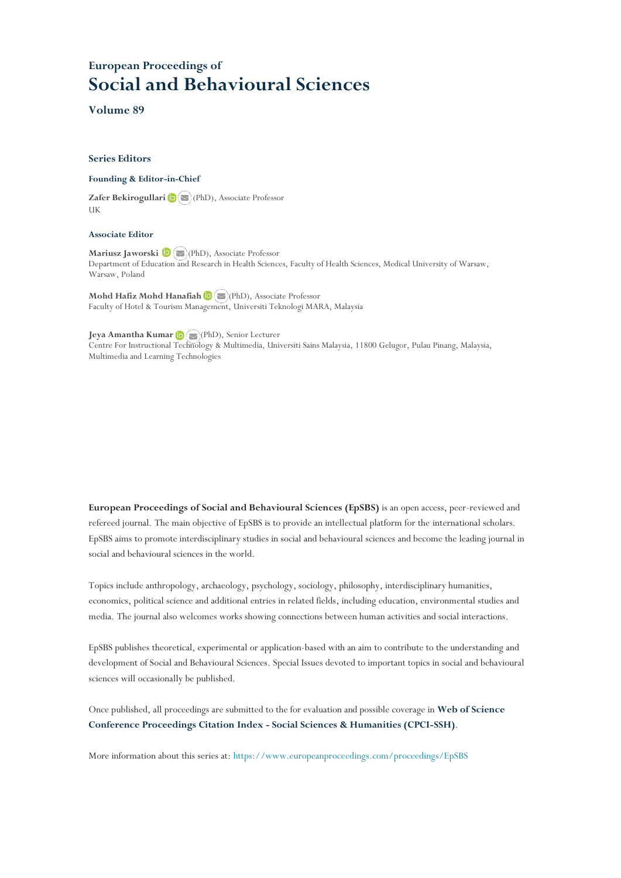European Proceedings of

# Social and Behavioural Sciences

**Volume 89**

### Series Editors

**Founding & Editor-in-Chief**

**Zafer Bekirogullari** (PhD), Associate Professor
UK

**Associate Editor**

**Mariusz Jaworski** (PhD), Associate Professor
Department of Education and Research in Health Sciences, Faculty of Health Sciences, Medical University of Warsaw, Warsaw, Poland

**Mohd Hafiz Mohd Hanafiah** (PhD), Associate Professor
Faculty of Hotel & Tourism Management, Universiti Teknologi MARA, Malaysia

**Jeya Amantha Kumar** (PhD), Senior Lecturer
Centre For Instructional Technology & Multimedia, Universiti Sains Malaysia, 11800 Gelugor, Pulau Pinang, Malaysia, Multimedia and Learning Technologies

**European Proceedings of Social and Behavioural Sciences (EpSBS)** is an open access, peer-reviewed and refereed journal. The main objective of EpSBS is to provide an intellectual platform for the international scholars. EpSBS aims to promote interdisciplinary studies in social and behavioural sciences and become the leading journal in social and behavioural sciences in the world.

Topics include anthropology, archaeology, psychology, sociology, philosophy, interdisciplinary humanities, economics, political science and additional entries in related fields, including education, environmental studies and media. The journal also welcomes works showing connections between human activities and social interactions.

EpSBS publishes theoretical, experimental or application-based with an aim to contribute to the understanding and development of Social and Behavioural Sciences. Special Issues devoted to important topics in social and behavioural sciences will occasionally be published.

Once published, all proceedings are submitted to the for evaluation and possible coverage in **Web of Science Conference Proceedings Citation Index - Social Sciences & Humanities (CPCI-SSH)**.

More information about this series at: https://www.europeanproceedings.com/proceedings/EpSBS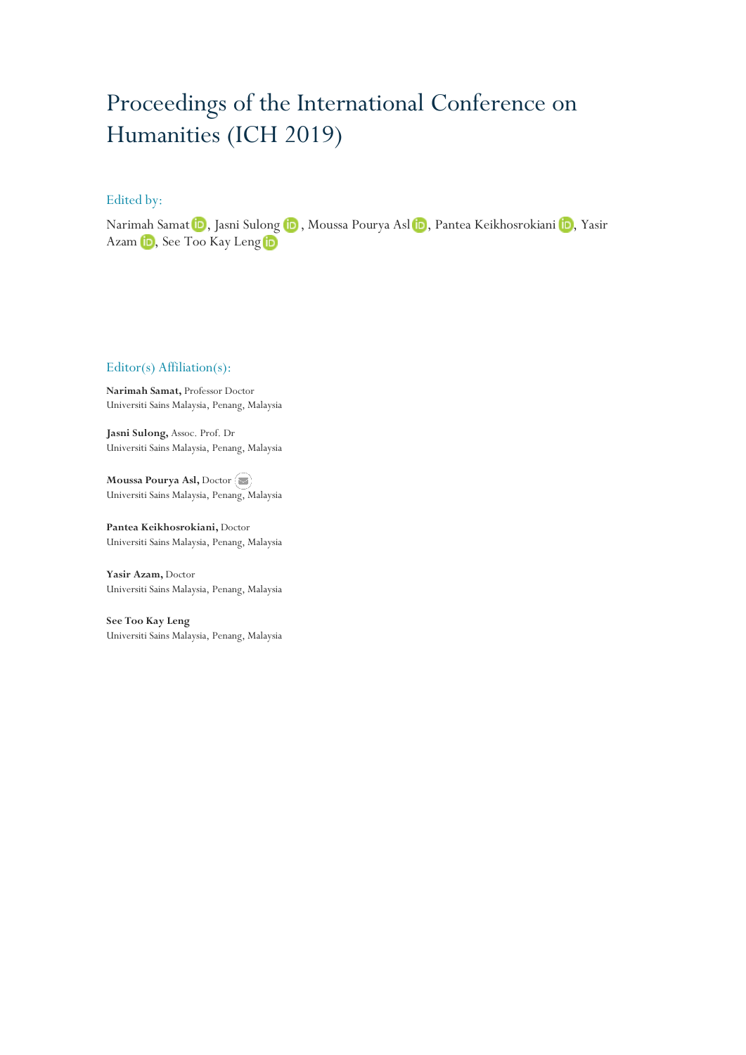# Proceedings of the International Conference on Humanities (ICH 2019)

## Edited by:

Narimah Samat, Jasni Sulong, Moussa Pourya Asl, Pantea Keikhosrokiani, Yasir Azam, See Too Kay Leng

## Editor(s) Affiliation(s):

**Narimah Samat,** Professor Doctor
Universiti Sains Malaysia, Penang, Malaysia

**Jasni Sulong,** Assoc. Prof. Dr
Universiti Sains Malaysia, Penang, Malaysia

**Moussa Pourya Asl,** Doctor
Universiti Sains Malaysia, Penang, Malaysia

**Pantea Keikhosrokiani,** Doctor
Universiti Sains Malaysia, Penang, Malaysia

**Yasir Azam,** Doctor
Universiti Sains Malaysia, Penang, Malaysia

**See Too Kay Leng**
Universiti Sains Malaysia, Penang, Malaysia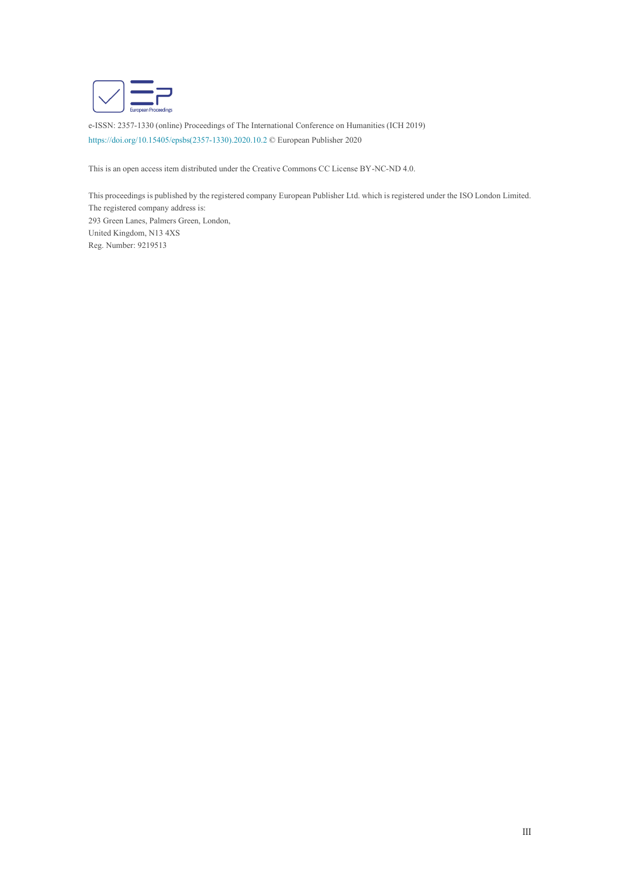e-ISSN: 2357-1330 (online) Proceedings of The International Conference on Humanities (ICH 2019)
https://doi.org/10.15405/epsbs(2357-1330).2020.10.2 © European Publisher 2020

This is an open access item distributed under the Creative Commons CC License BY-NC-ND 4.0.

This proceedings is published by the registered company European Publisher Ltd. which is registered under the ISO London Limited.
The registered company address is:
293 Green Lanes, Palmers Green, London,
United Kingdom, N13 4XS
Reg. Number: 9219513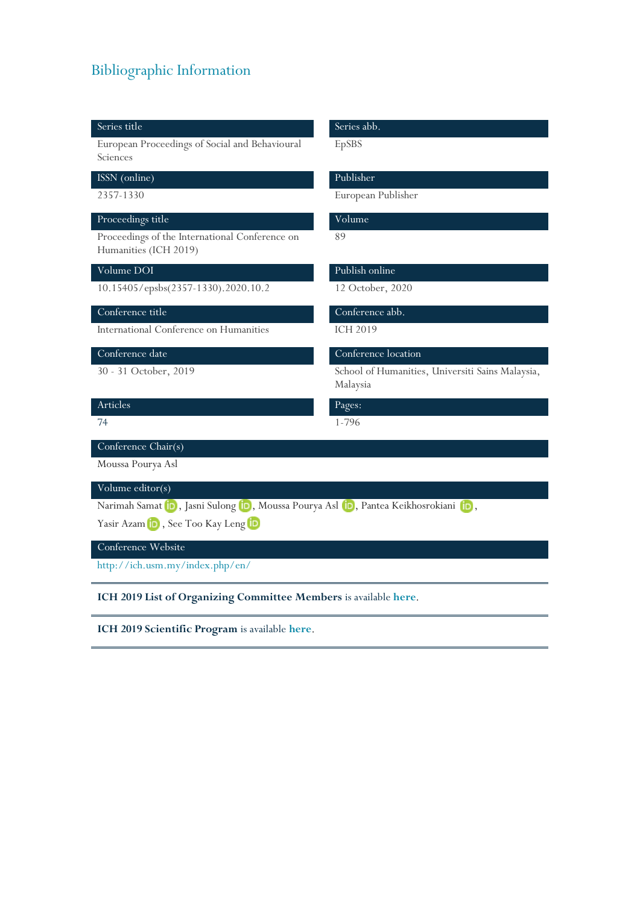## Bibliographic Information

**Series title**
European Proceedings of Social and Behavioural Sciences

**Series abb.**
EpSBS

**ISSN (online)**
2357-1330

**Publisher**
European Publisher

**Proceedings title**
Proceedings of the International Conference on Humanities (ICH 2019)

**Volume**
89

**Volume DOI**
10.15405/epsbs(2357-1330).2020.10.2

**Publish online**
12 October, 2020

**Conference title**
International Conference on Humanities

**Conference abb.**
ICH 2019

**Conference date**
30 - 31 October, 2019

**Conference location**
School of Humanities, Universiti Sains Malaysia, Malaysia

**Articles**
74

**Pages:**
1-796

**Conference Chair(s)**
Moussa Pourya Asl

**Volume editor(s)**
Narimah Samat, Jasni Sulong, Moussa Pourya Asl, Pantea Keikhosrokiani, Yasir Azam, See Too Kay Leng

**Conference Website**
http://ich.usm.my/index.php/en/

---

**ICH 2019 List of Organizing Committee Members** is available **here**.

---

**ICH 2019 Scientific Program** is available **here**.

---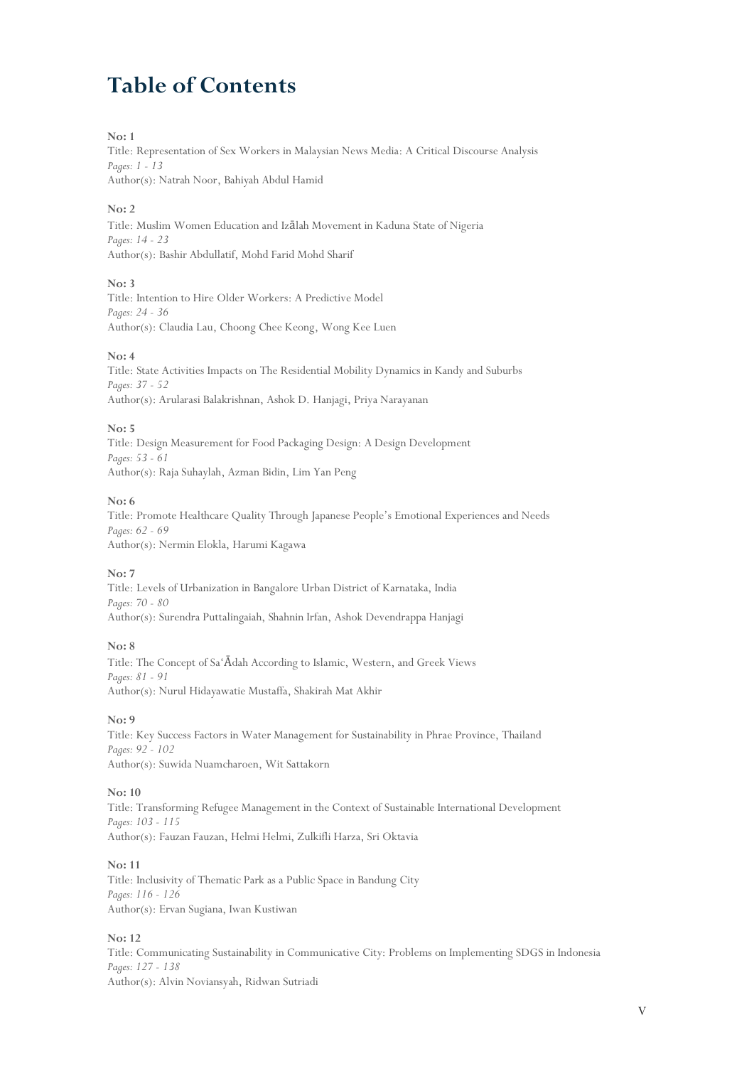# Table of Contents

**No: 1**
Title: Representation of Sex Workers in Malaysian News Media: A Critical Discourse Analysis
*Pages: 1 - 13*
Author(s): Natrah Noor, Bahiyah Abdul Hamid

**No: 2**
Title: Muslim Women Education and Izālah Movement in Kaduna State of Nigeria
*Pages: 14 - 23*
Author(s): Bashir Abdullatif, Mohd Farid Mohd Sharif

**No: 3**
Title: Intention to Hire Older Workers: A Predictive Model
*Pages: 24 - 36*
Author(s): Claudia Lau, Choong Chee Keong, Wong Kee Luen

**No: 4**
Title: State Activities Impacts on The Residential Mobility Dynamics in Kandy and Suburbs
*Pages: 37 - 52*
Author(s): Arularasi Balakrishnan, Ashok D. Hanjagi, Priya Narayanan

**No: 5**
Title: Design Measurement for Food Packaging Design: A Design Development
*Pages: 53 - 61*
Author(s): Raja Suhaylah, Azman Bidin, Lim Yan Peng

**No: 6**
Title: Promote Healthcare Quality Through Japanese People's Emotional Experiences and Needs
*Pages: 62 - 69*
Author(s): Nermin Elokla, Harumi Kagawa

**No: 7**
Title: Levels of Urbanization in Bangalore Urban District of Karnataka, India
*Pages: 70 - 80*
Author(s): Surendra Puttalingaiah, Shahnin Irfan, Ashok Devendrappa Hanjagi

**No: 8**
Title: The Concept of Sa'Ādah According to Islamic, Western, and Greek Views
*Pages: 81 - 91*
Author(s): Nurul Hidayawatie Mustaffa, Shakirah Mat Akhir

**No: 9**
Title: Key Success Factors in Water Management for Sustainability in Phrae Province, Thailand
*Pages: 92 - 102*
Author(s): Suwida Nuamcharoen, Wit Sattakorn

**No: 10**
Title: Transforming Refugee Management in the Context of Sustainable International Development
*Pages: 103 - 115*
Author(s): Fauzan Fauzan, Helmi Helmi, Zulkifli Harza, Sri Oktavia

**No: 11**
Title: Inclusivity of Thematic Park as a Public Space in Bandung City
*Pages: 116 - 126*
Author(s): Ervan Sugiana, Iwan Kustiwan

**No: 12**
Title: Communicating Sustainability in Communicative City: Problems on Implementing SDGS in Indonesia
*Pages: 127 - 138*
Author(s): Alvin Noviansyah, Ridwan Sutriadi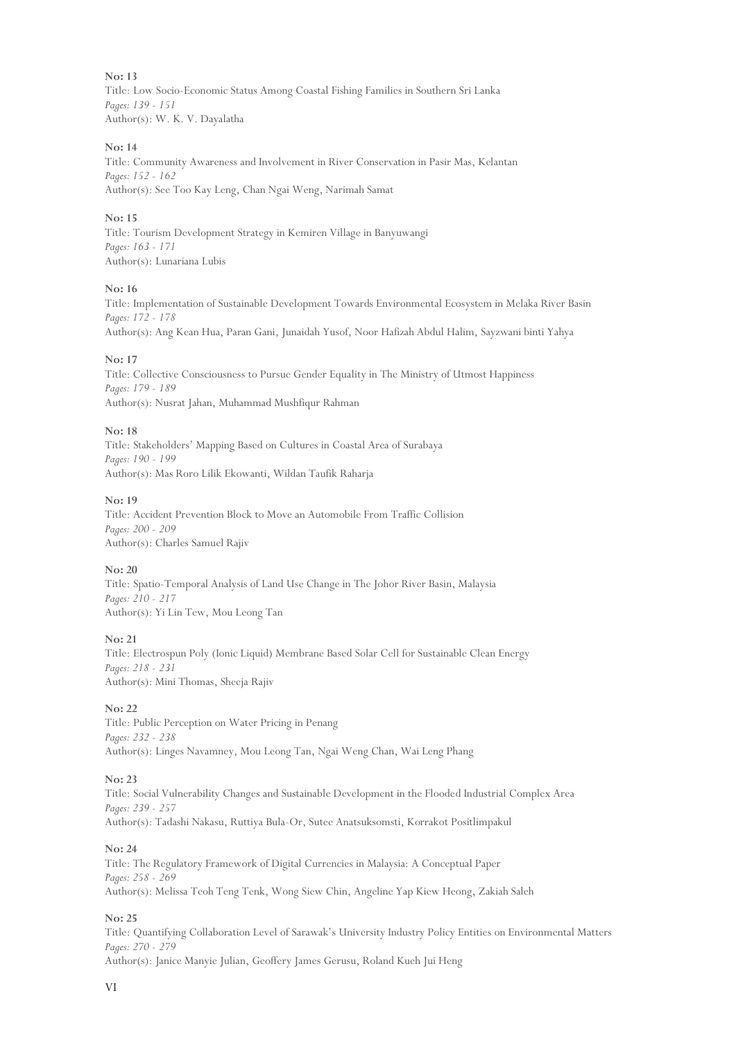**No: 13**
Title: Low Socio-Economic Status Among Coastal Fishing Families in Southern Sri Lanka
*Pages: 139 - 151*
Author(s): W. K. V. Dayalatha

**No: 14**
Title: Community Awareness and Involvement in River Conservation in Pasir Mas, Kelantan
*Pages: 152 - 162*
Author(s): See Too Kay Leng, Chan Ngai Weng, Narimah Samat

**No: 15**
Title: Tourism Development Strategy in Kemiren Village in Banyuwangi
*Pages: 163 - 171*
Author(s): Lunariana Lubis

**No: 16**
Title: Implementation of Sustainable Development Towards Environmental Ecosystem in Melaka River Basin
*Pages: 172 - 178*
Author(s): Ang Kean Hua, Paran Gani, Junaidah Yusof, Noor Hafizah Abdul Halim, Sayzwani binti Yahya

**No: 17**
Title: Collective Consciousness to Pursue Gender Equality in The Ministry of Utmost Happiness
*Pages: 179 - 189*
Author(s): Nusrat Jahan, Muhammad Mushfiqur Rahman

**No: 18**
Title: Stakeholders' Mapping Based on Cultures in Coastal Area of Surabaya
*Pages: 190 - 199*
Author(s): Mas Roro Lilik Ekowanti, Wildan Taufik Raharja

**No: 19**
Title: Accident Prevention Block to Move an Automobile From Traffic Collision
*Pages: 200 - 209*
Author(s): Charles Samuel Rajiv

**No: 20**
Title: Spatio-Temporal Analysis of Land Use Change in The Johor River Basin, Malaysia
*Pages: 210 - 217*
Author(s): Yi Lin Tew, Mou Leong Tan

**No: 21**
Title: Electrospun Poly (Ionic Liquid) Membrane Based Solar Cell for Sustainable Clean Energy
*Pages: 218 - 231*
Author(s): Mini Thomas, Sheeja Rajiv

**No: 22**
Title: Public Perception on Water Pricing in Penang
*Pages: 232 - 238*
Author(s): Linges Navamney, Mou Leong Tan, Ngai Weng Chan, Wai Leng Phang

**No: 23**
Title: Social Vulnerability Changes and Sustainable Development in the Flooded Industrial Complex Area
*Pages: 239 - 257*
Author(s): Tadashi Nakasu, Ruttiya Bula-Or, Sutee Anatsuksomsti, Korrakot Positlimpakul

**No: 24**
Title: The Regulatory Framework of Digital Currencies in Malaysia: A Conceptual Paper
*Pages: 258 - 269*
Author(s): Melissa Teoh Teng Tenk, Wong Siew Chin, Angeline Yap Kiew Heong, Zakiah Saleh

**No: 25**
Title: Quantifying Collaboration Level of Sarawak's University Industry Policy Entities on Environmental Matters
*Pages: 270 - 279*
Author(s): Janice Manyie Julian, Geoffery James Gerusu, Roland Kueh Jui Heng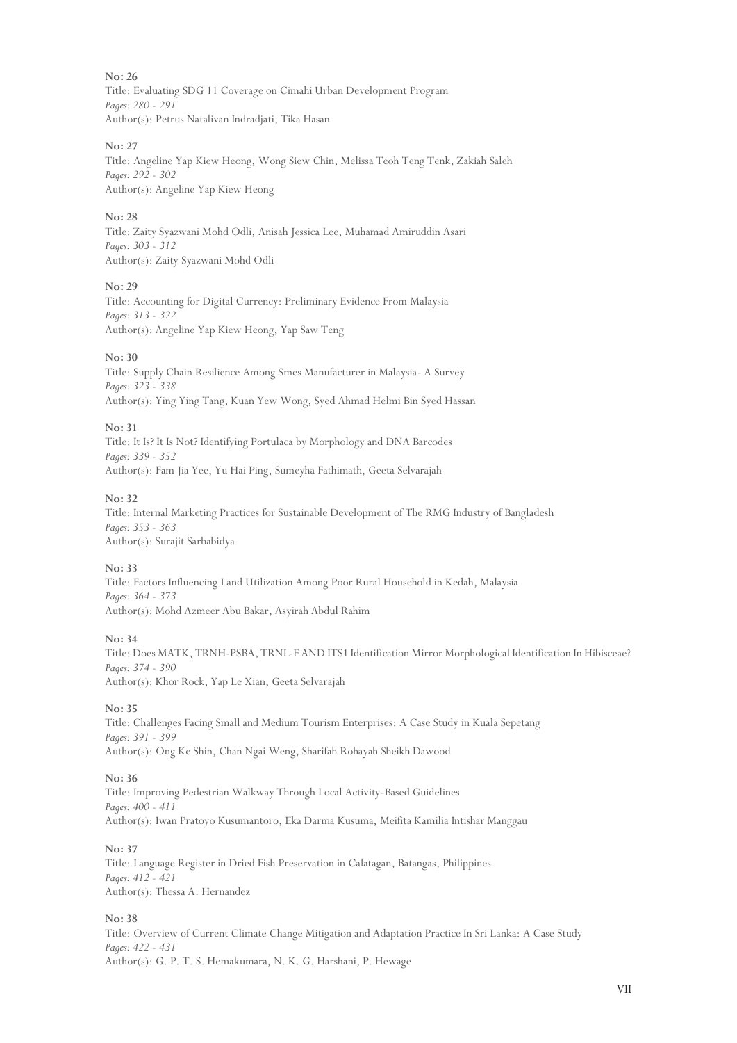**No: 26**
Title: Evaluating SDG 11 Coverage on Cimahi Urban Development Program
*Pages: 280 - 291*
Author(s): Petrus Natalivan Indradjati, Tika Hasan

**No: 27**
Title: Angeline Yap Kiew Heong, Wong Siew Chin, Melissa Teoh Teng Tenk, Zakiah Saleh
*Pages: 292 - 302*
Author(s): Angeline Yap Kiew Heong

**No: 28**
Title: Zaity Syazwani Mohd Odli, Anisah Jessica Lee, Muhamad Amiruddin Asari
*Pages: 303 - 312*
Author(s): Zaity Syazwani Mohd Odli

**No: 29**
Title: Accounting for Digital Currency: Preliminary Evidence From Malaysia
*Pages: 313 - 322*
Author(s): Angeline Yap Kiew Heong, Yap Saw Teng

**No: 30**
Title: Supply Chain Resilience Among Smes Manufacturer in Malaysia- A Survey
*Pages: 323 - 338*
Author(s): Ying Ying Tang, Kuan Yew Wong, Syed Ahmad Helmi Bin Syed Hassan

**No: 31**
Title: It Is? It Is Not? Identifying Portulaca by Morphology and DNA Barcodes
*Pages: 339 - 352*
Author(s): Fam Jia Yee, Yu Hai Ping, Sumeyha Fathimath, Geeta Selvarajah

**No: 32**
Title: Internal Marketing Practices for Sustainable Development of The RMG Industry of Bangladesh
*Pages: 353 - 363*
Author(s): Surajit Sarbabidya

**No: 33**
Title: Factors Influencing Land Utilization Among Poor Rural Household in Kedah, Malaysia
*Pages: 364 - 373*
Author(s): Mohd Azmeer Abu Bakar, Asyirah Abdul Rahim

**No: 34**
Title: Does MATK, TRNH-PSBA, TRNL-F AND ITS1 Identification Mirror Morphological Identification In Hibisceae?
*Pages: 374 - 390*
Author(s): Khor Rock, Yap Le Xian, Geeta Selvarajah

**No: 35**
Title: Challenges Facing Small and Medium Tourism Enterprises: A Case Study in Kuala Sepetang
*Pages: 391 - 399*
Author(s): Ong Ke Shin, Chan Ngai Weng, Sharifah Rohayah Sheikh Dawood

**No: 36**
Title: Improving Pedestrian Walkway Through Local Activity-Based Guidelines
*Pages: 400 - 411*
Author(s): Iwan Pratoyo Kusumantoro, Eka Darma Kusuma, Meifita Kamilia Intishar Manggau

**No: 37**
Title: Language Register in Dried Fish Preservation in Calatagan, Batangas, Philippines
*Pages: 412 - 421*
Author(s): Thessa A. Hernandez

**No: 38**
Title: Overview of Current Climate Change Mitigation and Adaptation Practice In Sri Lanka: A Case Study
*Pages: 422 - 431*
Author(s): G. P. T. S. Hemakumara, N. K. G. Harshani, P. Hewage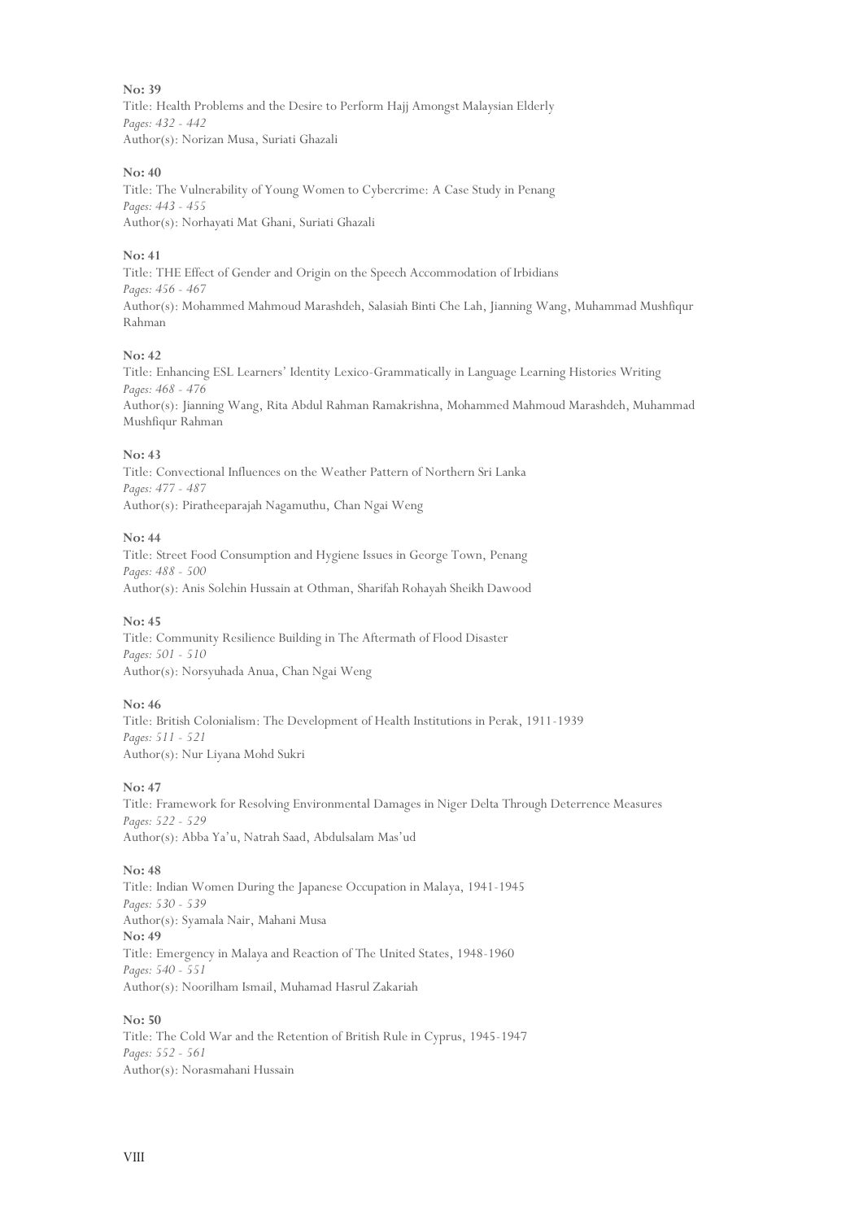**No: 39**
Title: Health Problems and the Desire to Perform Hajj Amongst Malaysian Elderly
*Pages: 432 - 442*
Author(s): Norizan Musa, Suriati Ghazali

**No: 40**
Title: The Vulnerability of Young Women to Cybercrime: A Case Study in Penang
*Pages: 443 - 455*
Author(s): Norhayati Mat Ghani, Suriati Ghazali

**No: 41**
Title: THE Effect of Gender and Origin on the Speech Accommodation of Irbidians
*Pages: 456 - 467*
Author(s): Mohammed Mahmoud Marashdeh, Salasiah Binti Che Lah, Jianning Wang, Muhammad Mushfiqur Rahman

**No: 42**
Title: Enhancing ESL Learners' Identity Lexico-Grammatically in Language Learning Histories Writing
*Pages: 468 - 476*
Author(s): Jianning Wang, Rita Abdul Rahman Ramakrishna, Mohammed Mahmoud Marashdeh, Muhammad Mushfiqur Rahman

**No: 43**
Title: Convectional Influences on the Weather Pattern of Northern Sri Lanka
*Pages: 477 - 487*
Author(s): Piratheeparajah Nagamuthu, Chan Ngai Weng

**No: 44**
Title: Street Food Consumption and Hygiene Issues in George Town, Penang
*Pages: 488 - 500*
Author(s): Anis Solehin Hussain at Othman, Sharifah Rohayah Sheikh Dawood

**No: 45**
Title: Community Resilience Building in The Aftermath of Flood Disaster
*Pages: 501 - 510*
Author(s): Norsyuhada Anua, Chan Ngai Weng

**No: 46**
Title: British Colonialism: The Development of Health Institutions in Perak, 1911-1939
*Pages: 511 - 521*
Author(s): Nur Liyana Mohd Sukri

**No: 47**
Title: Framework for Resolving Environmental Damages in Niger Delta Through Deterrence Measures
*Pages: 522 - 529*
Author(s): Abba Ya'u, Natrah Saad, Abdulsalam Mas'ud

**No: 48**
Title: Indian Women During the Japanese Occupation in Malaya, 1941-1945
*Pages: 530 - 539*
Author(s): Syamala Nair, Mahani Musa

**No: 49**
Title: Emergency in Malaya and Reaction of The United States, 1948-1960
*Pages: 540 - 551*
Author(s): Noorilham Ismail, Muhamad Hasrul Zakariah

**No: 50**
Title: The Cold War and the Retention of British Rule in Cyprus, 1945-1947
*Pages: 552 - 561*
Author(s): Norasmahani Hussain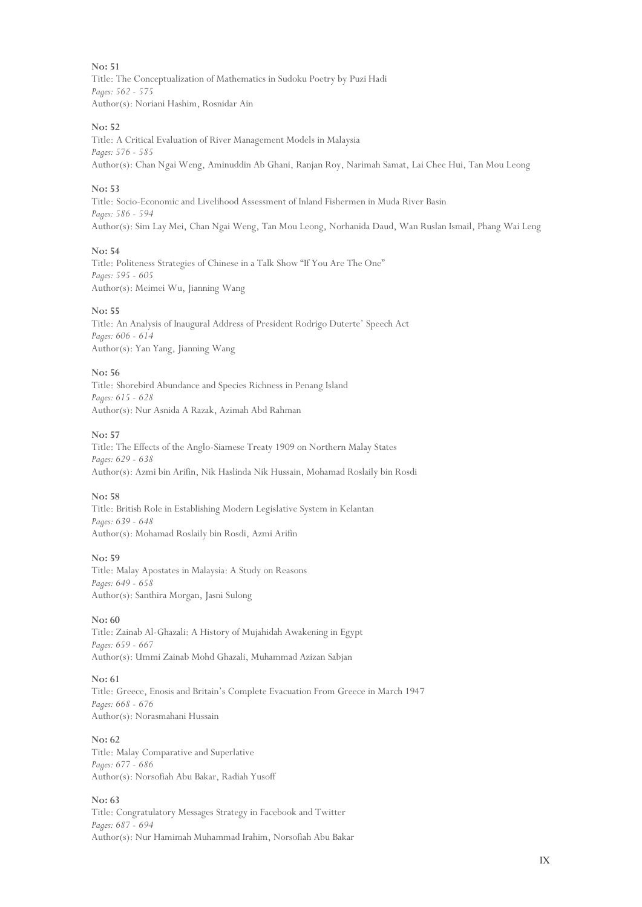**No: 51**
Title: The Conceptualization of Mathematics in Sudoku Poetry by Puzi Hadi
*Pages: 562 - 575*
Author(s): Noriani Hashim, Rosnidar Ain

**No: 52**
Title: A Critical Evaluation of River Management Models in Malaysia
*Pages: 576 - 585*
Author(s): Chan Ngai Weng, Aminuddin Ab Ghani, Ranjan Roy, Narimah Samat, Lai Chee Hui, Tan Mou Leong

**No: 53**
Title: Socio-Economic and Livelihood Assessment of Inland Fishermen in Muda River Basin
*Pages: 586 - 594*
Author(s): Sim Lay Mei, Chan Ngai Weng, Tan Mou Leong, Norhanida Daud, Wan Ruslan Ismail, Phang Wai Leng

**No: 54**
Title: Politeness Strategies of Chinese in a Talk Show "If You Are The One"
*Pages: 595 - 605*
Author(s): Meimei Wu, Jianning Wang

**No: 55**
Title: An Analysis of Inaugural Address of President Rodrigo Duterte' Speech Act
*Pages: 606 - 614*
Author(s): Yan Yang, Jianning Wang

**No: 56**
Title: Shorebird Abundance and Species Richness in Penang Island
*Pages: 615 - 628*
Author(s): Nur Asnida A Razak, Azimah Abd Rahman

**No: 57**
Title: The Effects of the Anglo-Siamese Treaty 1909 on Northern Malay States
*Pages: 629 - 638*
Author(s): Azmi bin Arifin, Nik Haslinda Nik Hussain, Mohamad Roslaily bin Rosdi

**No: 58**
Title: British Role in Establishing Modern Legislative System in Kelantan
*Pages: 639 - 648*
Author(s): Mohamad Roslaily bin Rosdi, Azmi Arifin

**No: 59**
Title: Malay Apostates in Malaysia: A Study on Reasons
*Pages: 649 - 658*
Author(s): Santhira Morgan, Jasni Sulong

**No: 60**
Title: Zainab Al-Ghazali: A History of Mujahidah Awakening in Egypt
*Pages: 659 - 667*
Author(s): Ummi Zainab Mohd Ghazali, Muhammad Azizan Sabjan

**No: 61**
Title: Greece, Enosis and Britain's Complete Evacuation From Greece in March 1947
*Pages: 668 - 676*
Author(s): Norasmahani Hussain

**No: 62**
Title: Malay Comparative and Superlative
*Pages: 677 - 686*
Author(s): Norsofiah Abu Bakar, Radiah Yusoff

**No: 63**
Title: Congratulatory Messages Strategy in Facebook and Twitter
*Pages: 687 - 694*
Author(s): Nur Hamimah Muhammad Irahim, Norsofiah Abu Bakar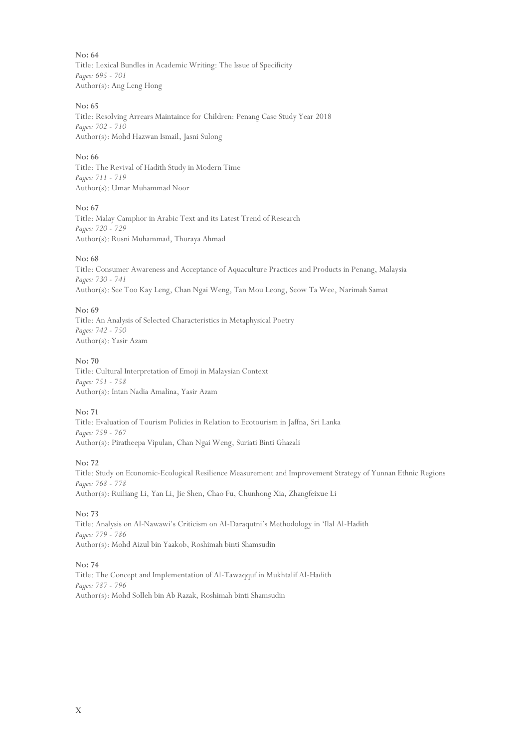**No: 64**
Title: Lexical Bundles in Academic Writing: The Issue of Specificity
*Pages: 695 - 701*
Author(s): Ang Leng Hong

**No: 65**
Title: Resolving Arrears Maintaince for Children: Penang Case Study Year 2018
*Pages: 702 - 710*
Author(s): Mohd Hazwan Ismail, Jasni Sulong

**No: 66**
Title: The Revival of Hadith Study in Modern Time
*Pages: 711 - 719*
Author(s): Umar Muhammad Noor

**No: 67**
Title: Malay Camphor in Arabic Text and its Latest Trend of Research
*Pages: 720 - 729*
Author(s): Rusni Muhammad, Thuraya Ahmad

**No: 68**
Title: Consumer Awareness and Acceptance of Aquaculture Practices and Products in Penang, Malaysia
*Pages: 730 - 741*
Author(s): See Too Kay Leng, Chan Ngai Weng, Tan Mou Leong, Seow Ta Wee, Narimah Samat

**No: 69**
Title: An Analysis of Selected Characteristics in Metaphysical Poetry
*Pages: 742 - 750*
Author(s): Yasir Azam

**No: 70**
Title: Cultural Interpretation of Emoji in Malaysian Context
*Pages: 751 - 758*
Author(s): Intan Nadia Amalina, Yasir Azam

**No: 71**
Title: Evaluation of Tourism Policies in Relation to Ecotourism in Jaffna, Sri Lanka
*Pages: 759 - 767*
Author(s): Piratheepa Vipulan, Chan Ngai Weng, Suriati Binti Ghazali

**No: 72**
Title: Study on Economic-Ecological Resilience Measurement and Improvement Strategy of Yunnan Ethnic Regions
*Pages: 768 - 778*
Author(s): Ruiliang Li, Yan Li, Jie Shen, Chao Fu, Chunhong Xia, Zhangfeixue Li

**No: 73**
Title: Analysis on Al-Nawawi's Criticism on Al-Daraqutni's Methodology in 'Ilal Al-Hadith
*Pages: 779 - 786*
Author(s): Mohd Aizul bin Yaakob, Roshimah binti Shamsudin

**No: 74**
Title: The Concept and Implementation of Al-Tawaqquf in Mukhtalif Al-Hadith
*Pages: 787 - 796*
Author(s): Mohd Solleh bin Ab Razak, Roshimah binti Shamsudin